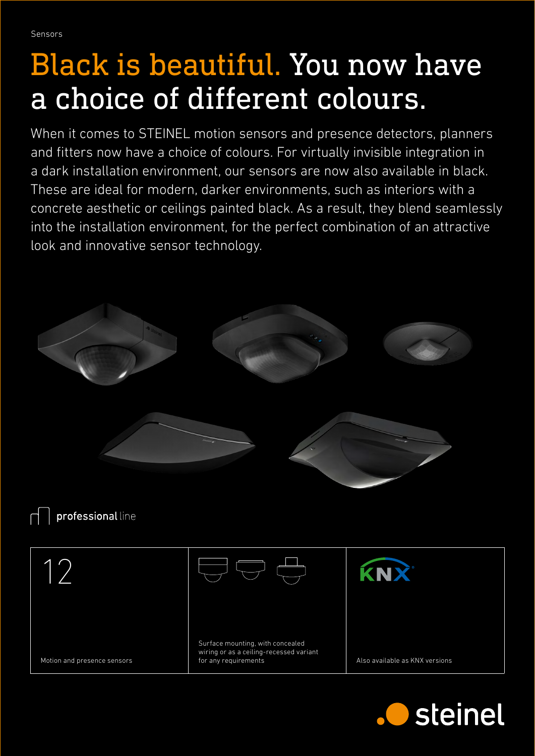Sensors

# Black is beautiful. You now have a choice of different colours.

When it comes to STEINEL motion sensors and presence detectors, planners and fitters now have a choice of colours. For virtually invisible integration in a dark installation environment, our sensors are now also available in black. These are ideal for modern, darker environments, such as interiors with a concrete aesthetic or ceilings painted black. As a result, they blend seamlessly into the installation environment, for the perfect combination of an attractive look and innovative sensor technology.

**professional** line

| 12 | | KNX |
|---|---|---|
| Motion and presence sensors | Surface mounting, with concealed wiring or as a ceiling-recessed variant for any requirements | Also available as KNX versions |

steinel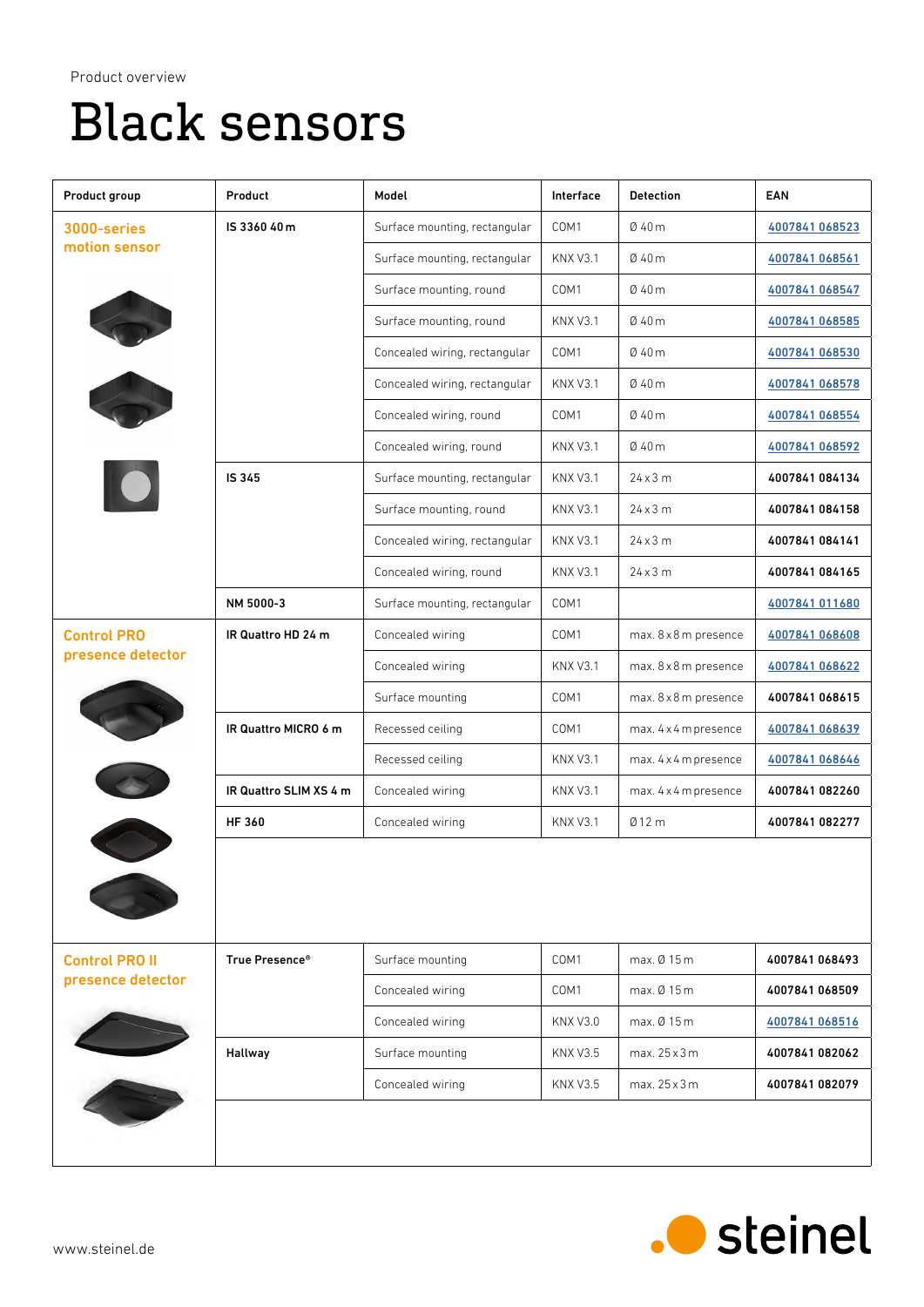Product overview

# Black sensors

| Product group | Product | Model | Interface | Detection | EAN |
|---|---|---|---|---|---|
| 3000-series motion sensor | IS 3360 40 m | Surface mounting, rectangular | COM1 | Ø 40 m | 4007841 068523 |
| | | Surface mounting, rectangular | KNX V3.1 | Ø 40 m | 4007841 068561 |
| | | Surface mounting, round | COM1 | Ø 40 m | 4007841 068547 |
| | | Surface mounting, round | KNX V3.1 | Ø 40 m | 4007841 068585 |
| | | Concealed wiring, rectangular | COM1 | Ø 40 m | 4007841 068530 |
| | | Concealed wiring, rectangular | KNX V3.1 | Ø 40 m | 4007841 068578 |
| | | Concealed wiring, round | COM1 | Ø 40 m | 4007841 068554 |
| | | Concealed wiring, round | KNX V3.1 | Ø 40 m | 4007841 068592 |
| | IS 345 | Surface mounting, rectangular | KNX V3.1 | 24 x 3 m | 4007841 084134 |
| | | Surface mounting, round | KNX V3.1 | 24 x 3 m | 4007841 084158 |
| | | Concealed wiring, rectangular | KNX V3.1 | 24 x 3 m | 4007841 084141 |
| | | Concealed wiring, round | KNX V3.1 | 24 x 3 m | 4007841 084165 |
| | NM 5000-3 | Surface mounting, rectangular | COM1 | | 4007841 011680 |
| Control PRO presence detector | IR Quattro HD 24 m | Concealed wiring | COM1 | max. 8 x 8 m presence | 4007841 068608 |
| | | Concealed wiring | KNX V3.1 | max. 8 x 8 m presence | 4007841 068622 |
| | | Surface mounting | COM1 | max. 8 x 8 m presence | 4007841 068615 |
| | IR Quattro MICRO 6 m | Recessed ceiling | COM1 | max. 4 x 4 m presence | 4007841 068639 |
| | | Recessed ceiling | KNX V3.1 | max. 4 x 4 m presence | 4007841 068646 |
| | IR Quattro SLIM XS 4 m | Concealed wiring | KNX V3.1 | max. 4 x 4 m presence | 4007841 082260 |
| | HF 360 | Concealed wiring | KNX V3.1 | Ø 12 m | 4007841 082277 |
| Control PRO II presence detector | True Presence® | Surface mounting | COM1 | max. Ø 15 m | 4007841 068493 |
| | | Concealed wiring | COM1 | max. Ø 15 m | 4007841 068509 |
| | | Concealed wiring | KNX V3.0 | max. Ø 15 m | 4007841 068516 |
| | Hallway | Surface mounting | KNX V3.5 | max. 25 x 3 m | 4007841 082062 |
| | | Concealed wiring | KNX V3.5 | max. 25 x 3 m | 4007841 082079 |

www.steinel.de

steinel